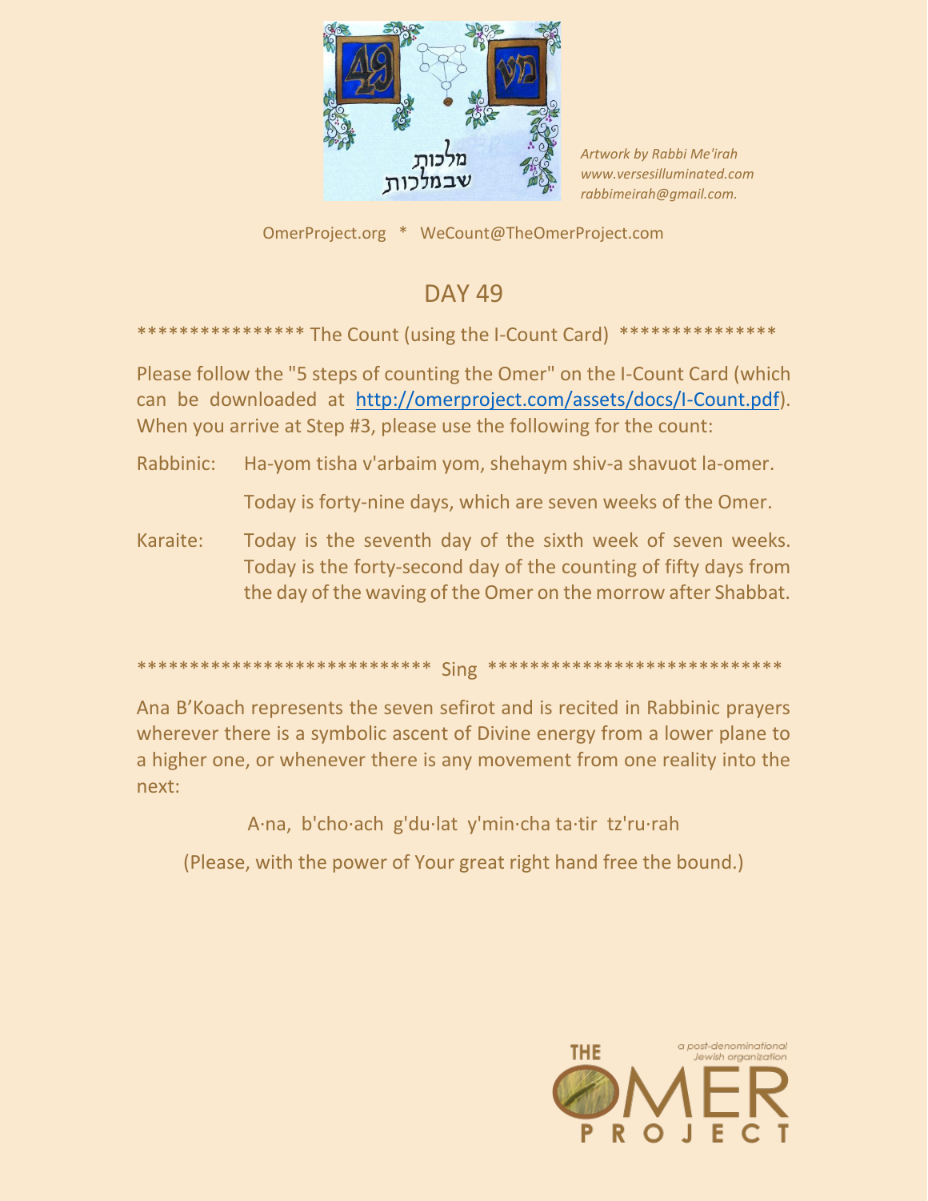Artwork by Rabbi Me'irah
www.versesilluminated.com
rabbimeirah@gmail.com.

OmerProject.org * WeCount@TheOmerProject.com

# DAY 49

**************** The Count (using the I-Count Card) ***************

Please follow the "5 steps of counting the Omer" on the I-Count Card (which can be downloaded at http://omerproject.com/assets/docs/I-Count.pdf). When you arrive at Step #3, please use the following for the count:

Rabbinic: Ha-yom tisha v'arbaim yom, shehaym shiv-a shavuot la-omer.

Today is forty-nine days, which are seven weeks of the Omer.

Karaite: Today is the seventh day of the sixth week of seven weeks. Today is the forty-second day of the counting of fifty days from the day of the waving of the Omer on the morrow after Shabbat.

*************************** Sing ****************************

Ana B'Koach represents the seven sefirot and is recited in Rabbinic prayers wherever there is a symbolic ascent of Divine energy from a lower plane to a higher one, or whenever there is any movement from one reality into the next:

A·na, b'cho·ach g'du·lat y'min·cha ta·tir tz'ru·rah

(Please, with the power of Your great right hand free the bound.)

THE OMER PROJECT
a post-denominational Jewish organization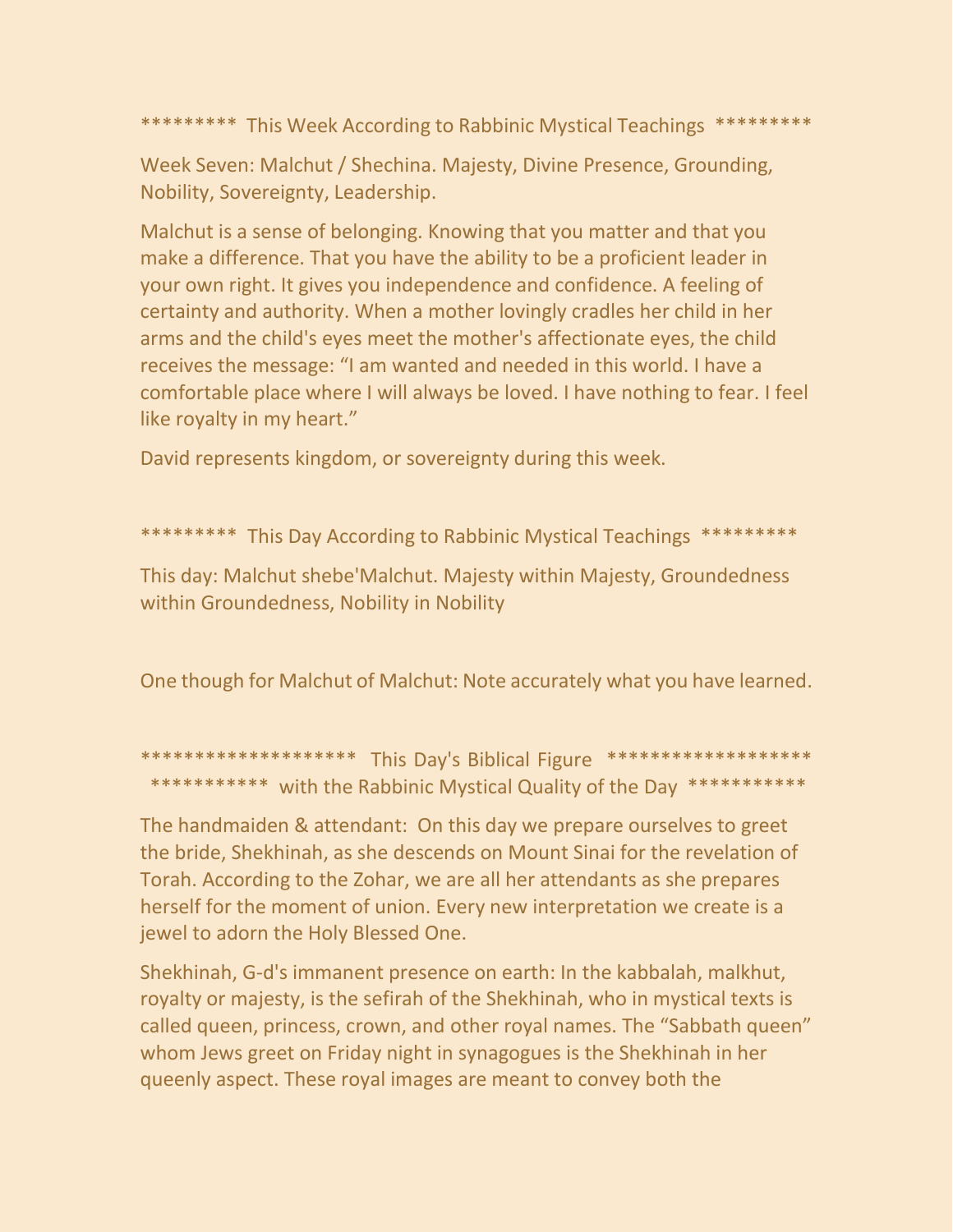********* This Week According to Rabbinic Mystical Teachings *********

Week Seven: Malchut / Shechina. Majesty, Divine Presence, Grounding, Nobility, Sovereignty, Leadership.

Malchut is a sense of belonging. Knowing that you matter and that you make a difference. That you have the ability to be a proficient leader in your own right. It gives you independence and confidence. A feeling of certainty and authority. When a mother lovingly cradles her child in her arms and the child's eyes meet the mother's affectionate eyes, the child receives the message: "I am wanted and needed in this world. I have a comfortable place where I will always be loved. I have nothing to fear. I feel like royalty in my heart."

David represents kingdom, or sovereignty during this week.

********* This Day According to Rabbinic Mystical Teachings *********

This day: Malchut shebe'Malchut. Majesty within Majesty, Groundedness within Groundedness, Nobility in Nobility

One though for Malchut of Malchut: Note accurately what you have learned.

******************** This Day's Biblical Figure *******************
*********** with the Rabbinic Mystical Quality of the Day ***********

The handmaiden & attendant: On this day we prepare ourselves to greet the bride, Shekhinah, as she descends on Mount Sinai for the revelation of Torah. According to the Zohar, we are all her attendants as she prepares herself for the moment of union. Every new interpretation we create is a jewel to adorn the Holy Blessed One.

Shekhinah, G-d's immanent presence on earth: In the kabbalah, malkhut, royalty or majesty, is the sefirah of the Shekhinah, who in mystical texts is called queen, princess, crown, and other royal names. The "Sabbath queen" whom Jews greet on Friday night in synagogues is the Shekhinah in her queenly aspect. These royal images are meant to convey both the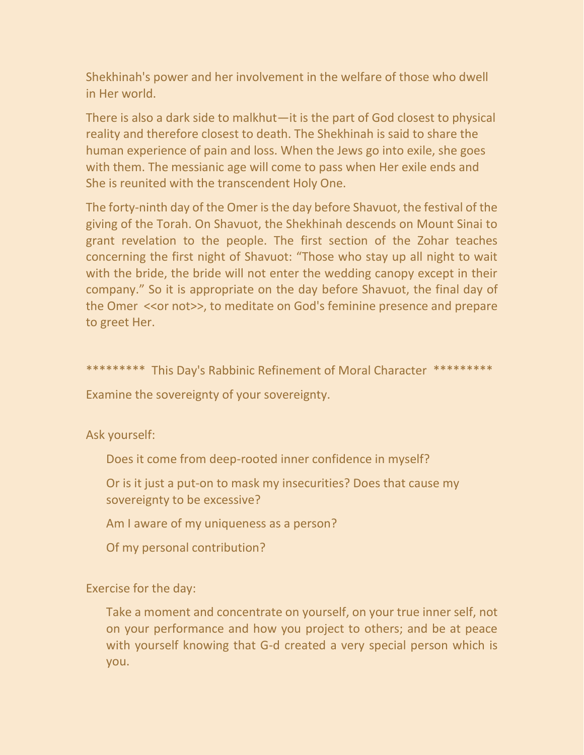Shekhinah's power and her involvement in the welfare of those who dwell in Her world.

There is also a dark side to malkhut—it is the part of God closest to physical reality and therefore closest to death. The Shekhinah is said to share the human experience of pain and loss. When the Jews go into exile, she goes with them. The messianic age will come to pass when Her exile ends and She is reunited with the transcendent Holy One.

The forty-ninth day of the Omer is the day before Shavuot, the festival of the giving of the Torah. On Shavuot, the Shekhinah descends on Mount Sinai to grant revelation to the people. The first section of the Zohar teaches concerning the first night of Shavuot: "Those who stay up all night to wait with the bride, the bride will not enter the wedding canopy except in their company." So it is appropriate on the day before Shavuot, the final day of the Omer <<or not>>, to meditate on God's feminine presence and prepare to greet Her.

********* This Day's Rabbinic Refinement of Moral Character *********

Examine the sovereignty of your sovereignty.

Ask yourself:

> Does it come from deep-rooted inner confidence in myself?
>
> Or is it just a put-on to mask my insecurities? Does that cause my sovereignty to be excessive?
>
> Am I aware of my uniqueness as a person?
>
> Of my personal contribution?

Exercise for the day:

> Take a moment and concentrate on yourself, on your true inner self, not on your performance and how you project to others; and be at peace with yourself knowing that G-d created a very special person which is you.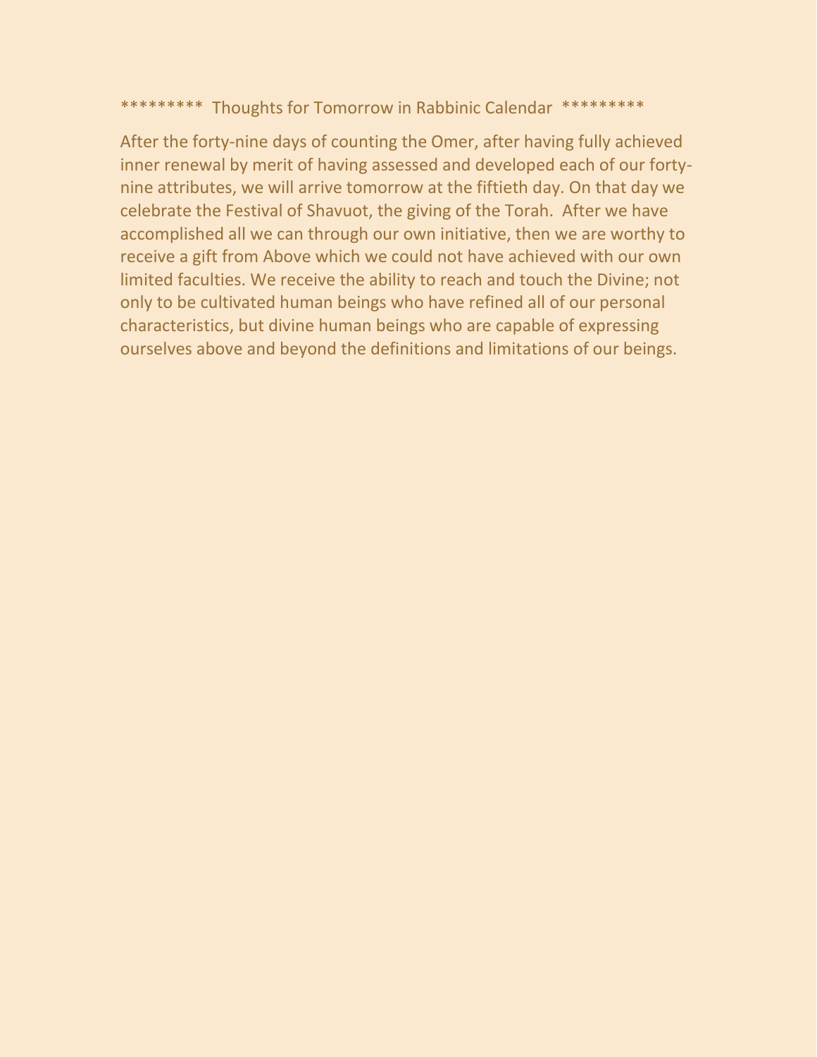********* Thoughts for Tomorrow in Rabbinic Calendar *********

After the forty-nine days of counting the Omer, after having fully achieved inner renewal by merit of having assessed and developed each of our forty-nine attributes, we will arrive tomorrow at the fiftieth day. On that day we celebrate the Festival of Shavuot, the giving of the Torah. After we have accomplished all we can through our own initiative, then we are worthy to receive a gift from Above which we could not have achieved with our own limited faculties. We receive the ability to reach and touch the Divine; not only to be cultivated human beings who have refined all of our personal characteristics, but divine human beings who are capable of expressing ourselves above and beyond the definitions and limitations of our beings.